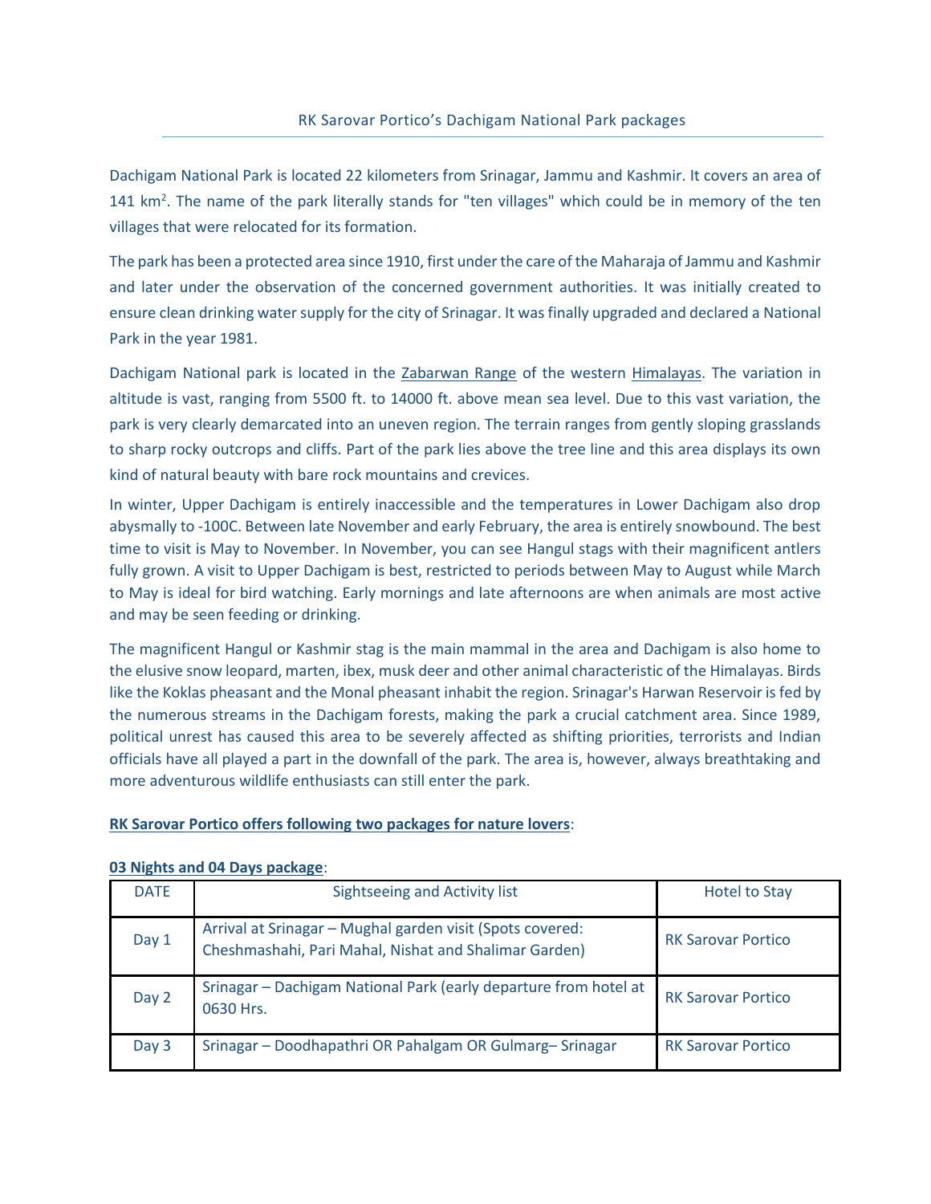# RK Sarovar Portico's Dachigam National Park packages

Dachigam National Park is located 22 kilometers from Srinagar, Jammu and Kashmir. It covers an area of 141 $km^2$. The name of the park literally stands for "ten villages" which could be in memory of the ten villages that were relocated for its formation.

The park has been a protected area since 1910, first under the care of the Maharaja of Jammu and Kashmir and later under the observation of the concerned government authorities. It was initially created to ensure clean drinking water supply for the city of Srinagar. It was finally upgraded and declared a National Park in the year 1981.

Dachigam National park is located in the Zabarwan Range of the western Himalayas. The variation in altitude is vast, ranging from 5500 ft. to 14000 ft. above mean sea level. Due to this vast variation, the park is very clearly demarcated into an uneven region. The terrain ranges from gently sloping grasslands to sharp rocky outcrops and cliffs. Part of the park lies above the tree line and this area displays its own kind of natural beauty with bare rock mountains and crevices.

In winter, Upper Dachigam is entirely inaccessible and the temperatures in Lower Dachigam also drop abysmally to -100C. Between late November and early February, the area is entirely snowbound. The best time to visit is May to November. In November, you can see Hangul stags with their magnificent antlers fully grown. A visit to Upper Dachigam is best, restricted to periods between May to August while March to May is ideal for bird watching. Early mornings and late afternoons are when animals are most active and may be seen feeding or drinking.

The magnificent Hangul or Kashmir stag is the main mammal in the area and Dachigam is also home to the elusive snow leopard, marten, ibex, musk deer and other animal characteristic of the Himalayas. Birds like the Koklas pheasant and the Monal pheasant inhabit the region. Srinagar's Harwan Reservoir is fed by the numerous streams in the Dachigam forests, making the park a crucial catchment area. Since 1989, political unrest has caused this area to be severely affected as shifting priorities, terrorists and Indian officials have all played a part in the downfall of the park. The area is, however, always breathtaking and more adventurous wildlife enthusiasts can still enter the park.

**RK Sarovar Portico offers following two packages for nature lovers**:

**03 Nights and 04 Days package**:

| DATE | Sightseeing and Activity list | Hotel to Stay |
|---|---|---|
| Day 1 | Arrival at Srinagar – Mughal garden visit (Spots covered: Cheshmashahi, Pari Mahal, Nishat and Shalimar Garden) | RK Sarovar Portico |
| Day 2 | Srinagar – Dachigam National Park (early departure from hotel at 0630 Hrs. | RK Sarovar Portico |
| Day 3 | Srinagar – Doodhapathri OR Pahalgam OR Gulmarg– Srinagar | RK Sarovar Portico |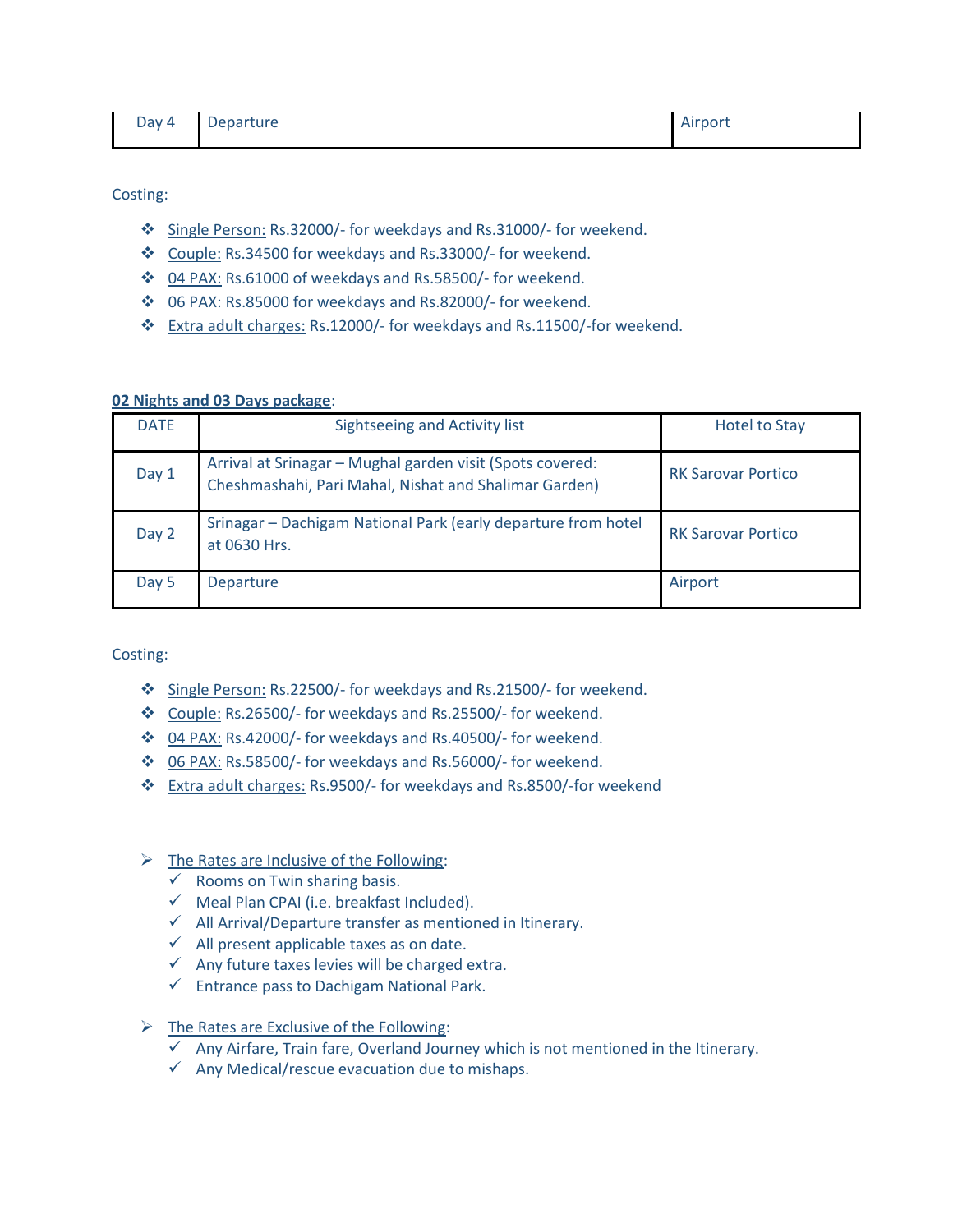| Day 4 | Departure | Airport |
|---|---|---|

Costing:

- Single Person: Rs.32000/- for weekdays and Rs.31000/- for weekend.
- Couple: Rs.34500 for weekdays and Rs.33000/- for weekend.
- 04 PAX: Rs.61000 of weekdays and Rs.58500/- for weekend.
- 06 PAX: Rs.85000 for weekdays and Rs.82000/- for weekend.
- Extra adult charges: Rs.12000/- for weekdays and Rs.11500/-for weekend.

**02 Nights and 03 Days package**:

| DATE | Sightseeing and Activity list | Hotel to Stay |
|---|---|---|
| Day 1 | Arrival at Srinagar – Mughal garden visit (Spots covered: Cheshmashahi, Pari Mahal, Nishat and Shalimar Garden) | RK Sarovar Portico |
| Day 2 | Srinagar – Dachigam National Park (early departure from hotel at 0630 Hrs. | RK Sarovar Portico |
| Day 5 | Departure | Airport |

Costing:

- Single Person: Rs.22500/- for weekdays and Rs.21500/- for weekend.
- Couple: Rs.26500/- for weekdays and Rs.25500/- for weekend.
- 04 PAX: Rs.42000/- for weekdays and Rs.40500/- for weekend.
- 06 PAX: Rs.58500/- for weekdays and Rs.56000/- for weekend.
- Extra adult charges: Rs.9500/- for weekdays and Rs.8500/-for weekend

- The Rates are Inclusive of the Following:
  - ✓ Rooms on Twin sharing basis.
  - ✓ Meal Plan CPAI (i.e. breakfast Included).
  - ✓ All Arrival/Departure transfer as mentioned in Itinerary.
  - ✓ All present applicable taxes as on date.
  - ✓ Any future taxes levies will be charged extra.
  - ✓ Entrance pass to Dachigam National Park.

- The Rates are Exclusive of the Following:
  - ✓ Any Airfare, Train fare, Overland Journey which is not mentioned in the Itinerary.
  - ✓ Any Medical/rescue evacuation due to mishaps.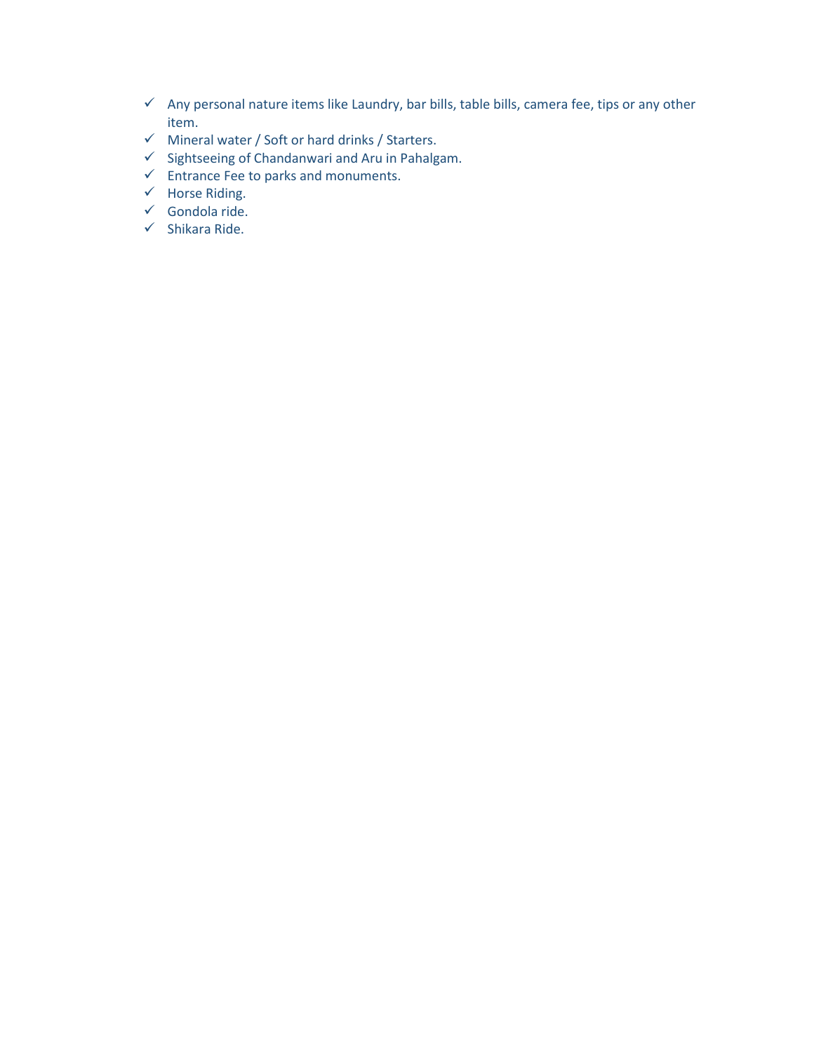- ✓ Any personal nature items like Laundry, bar bills, table bills, camera fee, tips or any other item.
- ✓ Mineral water / Soft or hard drinks / Starters.
- ✓ Sightseeing of Chandanwari and Aru in Pahalgam.
- ✓ Entrance Fee to parks and monuments.
- ✓ Horse Riding.
- ✓ Gondola ride.
- ✓ Shikara Ride.